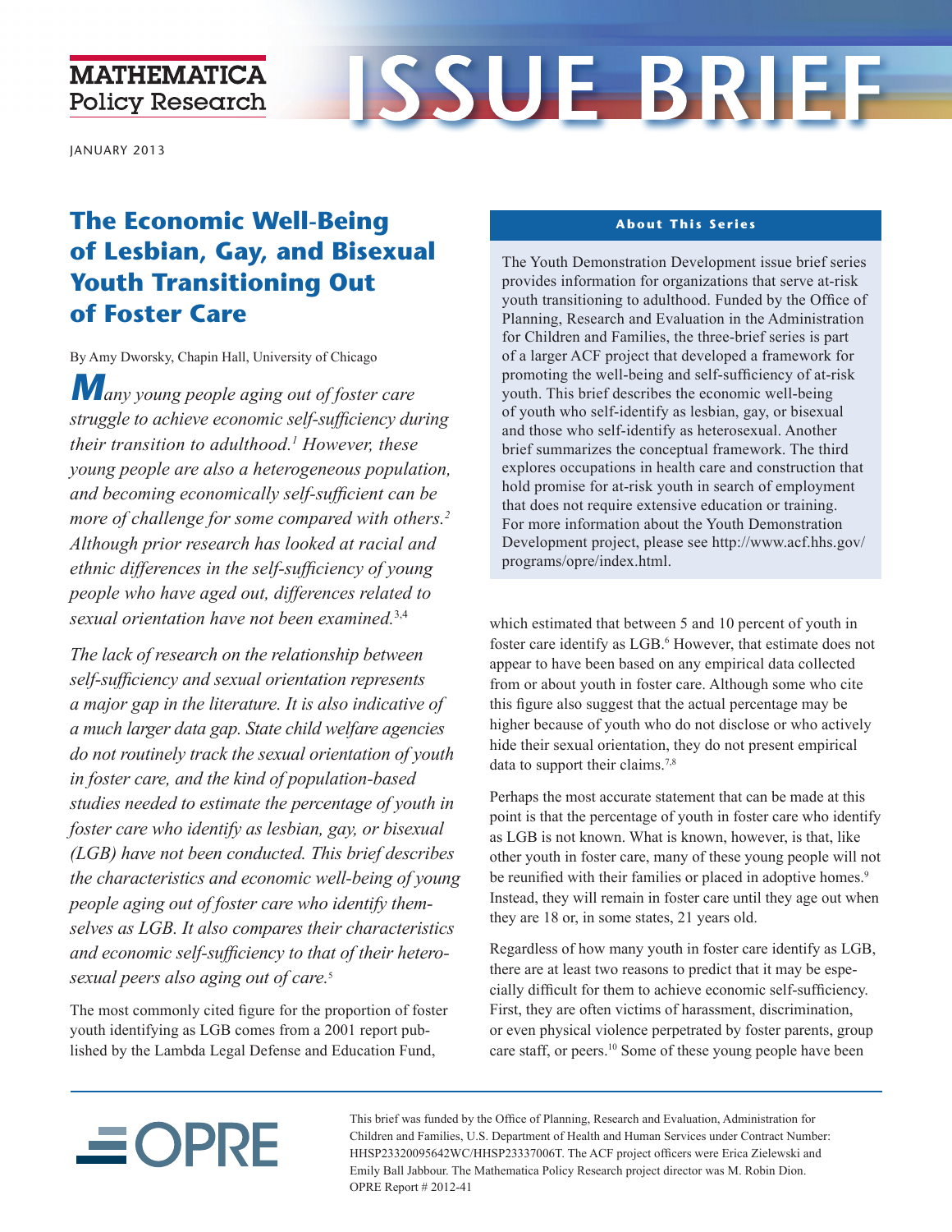MATHEMATICA Policy Research

# ISSUE BRIEF

JANUARY 2013

## The Economic Well-Being of Lesbian, Gay, and Bisexual Youth Transitioning Out of Foster Care

By Amy Dworsky, Chapin Hall, University of Chicago

*Many young people aging out of foster care struggle to achieve economic self-sufficiency during their transition to adulthood.[1] However, these young people are also a heterogeneous population, and becoming economically self-sufficient can be more of challenge for some compared with others.[2] Although prior research has looked at racial and ethnic differences in the self-sufficiency of young people who have aged out, differences related to sexual orientation have not been examined.[3,4]*

*The lack of research on the relationship between self-sufficiency and sexual orientation represents a major gap in the literature. It is also indicative of a much larger data gap. State child welfare agencies do not routinely track the sexual orientation of youth in foster care, and the kind of population-based studies needed to estimate the percentage of youth in foster care who identify as lesbian, gay, or bisexual (LGB) have not been conducted. This brief describes the characteristics and economic well-being of young people aging out of foster care who identify themselves as LGB. It also compares their characteristics and economic self-sufficiency to that of their heterosexual peers also aging out of care.[5]*

The most commonly cited figure for the proportion of foster youth identifying as LGB comes from a 2001 report published by the Lambda Legal Defense and Education Fund, which estimated that between 5 and 10 percent of youth in foster care identify as LGB.[6] However, that estimate does not appear to have been based on any empirical data collected from or about youth in foster care. Although some who cite this figure also suggest that the actual percentage may be higher because of youth who do not disclose or who actively hide their sexual orientation, they do not present empirical data to support their claims.[7,8]

Perhaps the most accurate statement that can be made at this point is that the percentage of youth in foster care who identify as LGB is not known. What is known, however, is that, like other youth in foster care, many of these young people will not be reunified with their families or placed in adoptive homes.[9] Instead, they will remain in foster care until they age out when they are 18 or, in some states, 21 years old.

Regardless of how many youth in foster care identify as LGB, there are at least two reasons to predict that it may be especially difficult for them to achieve economic self-sufficiency. First, they are often victims of harassment, discrimination, or even physical violence perpetrated by foster parents, group care staff, or peers.[10] Some of these young people have been

**About This Series**

The Youth Demonstration Development issue brief series provides information for organizations that serve at-risk youth transitioning to adulthood. Funded by the Office of Planning, Research and Evaluation in the Administration for Children and Families, the three-brief series is part of a larger ACF project that developed a framework for promoting the well-being and self-sufficiency of at-risk youth. This brief describes the economic well-being of youth who self-identify as lesbian, gay, or bisexual and those who self-identify as heterosexual. Another brief summarizes the conceptual framework. The third explores occupations in health care and construction that hold promise for at-risk youth in search of employment that does not require extensive education or training. For more information about the Youth Demonstration Development project, please see http://www.acf.hhs.gov/programs/opre/index.html.

OPRE

This brief was funded by the Office of Planning, Research and Evaluation, Administration for Children and Families, U.S. Department of Health and Human Services under Contract Number: HHSP23320095642WC/HHSP23337006T. The ACF project officers were Erica Zielewski and Emily Ball Jabbour. The Mathematica Policy Research project director was M. Robin Dion. OPRE Report # 2012-41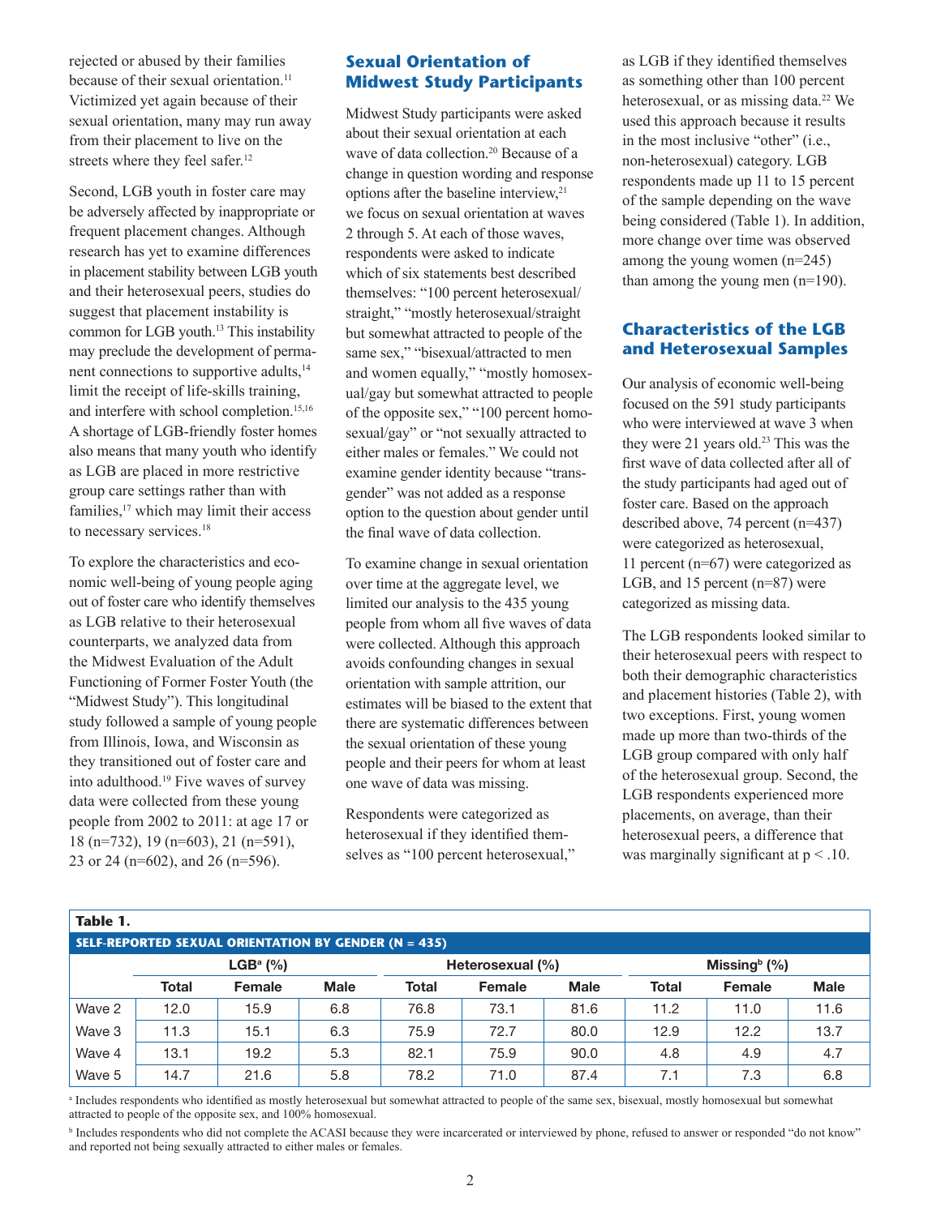rejected or abused by their families because of their sexual orientation.[11] Victimized yet again because of their sexual orientation, many may run away from their placement to live on the streets where they feel safer.[12]

Second, LGB youth in foster care may be adversely affected by inappropriate or frequent placement changes. Although research has yet to examine differences in placement stability between LGB youth and their heterosexual peers, studies do suggest that placement instability is common for LGB youth.[13] This instability may preclude the development of permanent connections to supportive adults,[14] limit the receipt of life-skills training, and interfere with school completion.[15,16] A shortage of LGB-friendly foster homes also means that many youth who identify as LGB are placed in more restrictive group care settings rather than with families,[17] which may limit their access to necessary services.[18]

To explore the characteristics and economic well-being of young people aging out of foster care who identify themselves as LGB relative to their heterosexual counterparts, we analyzed data from the Midwest Evaluation of the Adult Functioning of Former Foster Youth (the "Midwest Study"). This longitudinal study followed a sample of young people from Illinois, Iowa, and Wisconsin as they transitioned out of foster care and into adulthood.[19] Five waves of survey data were collected from these young people from 2002 to 2011: at age 17 or 18 (n=732), 19 (n=603), 21 (n=591), 23 or 24 (n=602), and 26 (n=596).

## Sexual Orientation of Midwest Study Participants

Midwest Study participants were asked about their sexual orientation at each wave of data collection.[20] Because of a change in question wording and response options after the baseline interview,[21] we focus on sexual orientation at waves 2 through 5. At each of those waves, respondents were asked to indicate which of six statements best described themselves: "100 percent heterosexual/straight," "mostly heterosexual/straight but somewhat attracted to people of the same sex," "bisexual/attracted to men and women equally," "mostly homosexual/gay but somewhat attracted to people of the opposite sex," "100 percent homosexual/gay" or "not sexually attracted to either males or females." We could not examine gender identity because "transgender" was not added as a response option to the question about gender until the final wave of data collection.

To examine change in sexual orientation over time at the aggregate level, we limited our analysis to the 435 young people from whom all five waves of data were collected. Although this approach avoids confounding changes in sexual orientation with sample attrition, our estimates will be biased to the extent that there are systematic differences between the sexual orientation of these young people and their peers for whom at least one wave of data was missing.

Respondents were categorized as heterosexual if they identified themselves as "100 percent heterosexual," as LGB if they identified themselves as something other than 100 percent heterosexual, or as missing data.[22] We used this approach because it results in the most inclusive "other" (i.e., non-heterosexual) category. LGB respondents made up 11 to 15 percent of the sample depending on the wave being considered (Table 1). In addition, more change over time was observed among the young women (n=245) than among the young men (n=190).

## Characteristics of the LGB and Heterosexual Samples

Our analysis of economic well-being focused on the 591 study participants who were interviewed at wave 3 when they were 21 years old.[23] This was the first wave of data collected after all of the study participants had aged out of foster care. Based on the approach described above, 74 percent (n=437) were categorized as heterosexual, 11 percent (n=67) were categorized as LGB, and 15 percent (n=87) were categorized as missing data.

The LGB respondents looked similar to their heterosexual peers with respect to both their demographic characteristics and placement histories (Table 2), with two exceptions. First, young women made up more than two-thirds of the LGB group compared with only half of the heterosexual group. Second, the LGB respondents experienced more placements, on average, than their heterosexual peers, a difference that was marginally significant at $p < .10$.

**Table 1.**

**SELF-REPORTED SEXUAL ORIENTATION BY GENDER (N = 435)**

| | LGB[a] (%) | | | Heterosexual (%) | | | Missing[b] (%) | | |
|---|---|---|---|---|---|---|---|---|---|
| | Total | Female | Male | Total | Female | Male | Total | Female | Male |
| Wave 2 | 12.0 | 15.9 | 6.8 | 76.8 | 73.1 | 81.6 | 11.2 | 11.0 | 11.6 |
| Wave 3 | 11.3 | 15.1 | 6.3 | 75.9 | 72.7 | 80.0 | 12.9 | 12.2 | 13.7 |
| Wave 4 | 13.1 | 19.2 | 5.3 | 82.1 | 75.9 | 90.0 | 4.8 | 4.9 | 4.7 |
| Wave 5 | 14.7 | 21.6 | 5.8 | 78.2 | 71.0 | 87.4 | 7.1 | 7.3 | 6.8 |

[a] Includes respondents who identified as mostly heterosexual but somewhat attracted to people of the same sex, bisexual, mostly homosexual but somewhat attracted to people of the opposite sex, and 100% homosexual.

[b] Includes respondents who did not complete the ACASI because they were incarcerated or interviewed by phone, refused to answer or responded "do not know" and reported not being sexually attracted to either males or females.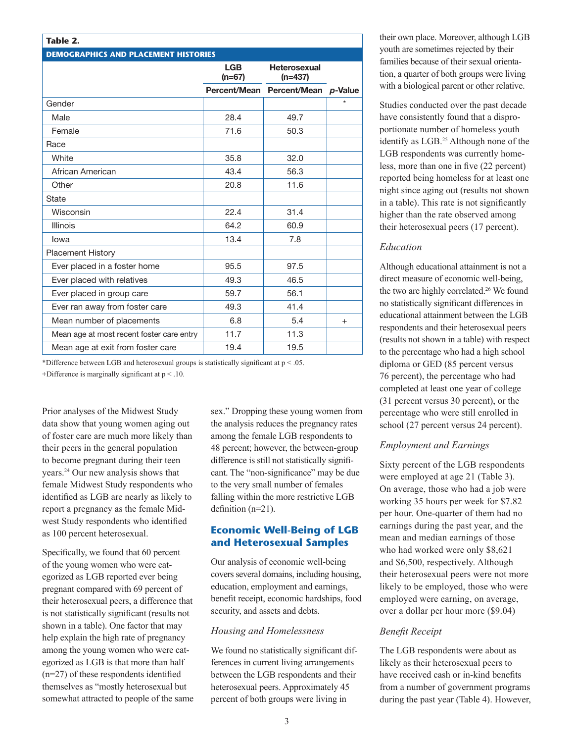**Table 2.**

**DEMOGRAPHICS AND PLACEMENT HISTORIES**

| | LGB (n=67) | Heterosexual (n=437) | |
|---|---|---|---|
| | Percent/Mean | Percent/Mean | *p*-Value |
| Gender | | | * |
| Male | 28.4 | 49.7 | |
| Female | 71.6 | 50.3 | |
| Race | | | |
| White | 35.8 | 32.0 | |
| African American | 43.4 | 56.3 | |
| Other | 20.8 | 11.6 | |
| State | | | |
| Wisconsin | 22.4 | 31.4 | |
| Illinois | 64.2 | 60.9 | |
| Iowa | 13.4 | 7.8 | |
| Placement History | | | |
| Ever placed in a foster home | 95.5 | 97.5 | |
| Ever placed with relatives | 49.3 | 46.5 | |
| Ever placed in group care | 59.7 | 56.1 | |
| Ever ran away from foster care | 49.3 | 41.4 | |
| Mean number of placements | 6.8 | 5.4 | + |
| Mean age at most recent foster care entry | 11.7 | 11.3 | |
| Mean age at exit from foster care | 19.4 | 19.5 | |

*Difference between LGB and heterosexual groups is statistically significant at $p < .05$.

+Difference is marginally significant at $p < .10$.

Prior analyses of the Midwest Study data show that young women aging out of foster care are much more likely than their peers in the general population to become pregnant during their teen years.[24] Our new analysis shows that female Midwest Study respondents who identified as LGB are nearly as likely to report a pregnancy as the female Midwest Study respondents who identified as 100 percent heterosexual.

Specifically, we found that 60 percent of the young women who were categorized as LGB reported ever being pregnant compared with 69 percent of their heterosexual peers, a difference that is not statistically significant (results not shown in a table). One factor that may help explain the high rate of pregnancy among the young women who were categorized as LGB is that more than half (n=27) of these respondents identified themselves as "mostly heterosexual but somewhat attracted to people of the same sex." Dropping these young women from the analysis reduces the pregnancy rates among the female LGB respondents to 48 percent; however, the between-group difference is still not statistically significant. The "non-significance" may be due to the very small number of females falling within the more restrictive LGB definition (n=21).

## Economic Well-Being of LGB and Heterosexual Samples

Our analysis of economic well-being covers several domains, including housing, education, employment and earnings, benefit receipt, economic hardships, food security, and assets and debts.

### *Housing and Homelessness*

We found no statistically significant differences in current living arrangements between the LGB respondents and their heterosexual peers. Approximately 45 percent of both groups were living in their own place. Moreover, although LGB youth are sometimes rejected by their families because of their sexual orientation, a quarter of both groups were living with a biological parent or other relative.

Studies conducted over the past decade have consistently found that a disproportionate number of homeless youth identify as LGB.[25] Although none of the LGB respondents was currently homeless, more than one in five (22 percent) reported being homeless for at least one night since aging out (results not shown in a table). This rate is not significantly higher than the rate observed among their heterosexual peers (17 percent).

### *Education*

Although educational attainment is not a direct measure of economic well-being, the two are highly correlated.[26] We found no statistically significant differences in educational attainment between the LGB respondents and their heterosexual peers (results not shown in a table) with respect to the percentage who had a high school diploma or GED (85 percent versus 76 percent), the percentage who had completed at least one year of college (31 percent versus 30 percent), or the percentage who were still enrolled in school (27 percent versus 24 percent).

### *Employment and Earnings*

Sixty percent of the LGB respondents were employed at age 21 (Table 3). On average, those who had a job were working 35 hours per week for $7.82 per hour. One-quarter of them had no earnings during the past year, and the mean and median earnings of those who had worked were only $8,621 and $6,500, respectively. Although their heterosexual peers were not more likely to be employed, those who were employed were earning, on average, over a dollar per hour more ($9.04)

### *Benefit Receipt*

The LGB respondents were about as likely as their heterosexual peers to have received cash or in-kind benefits from a number of government programs during the past year (Table 4). However,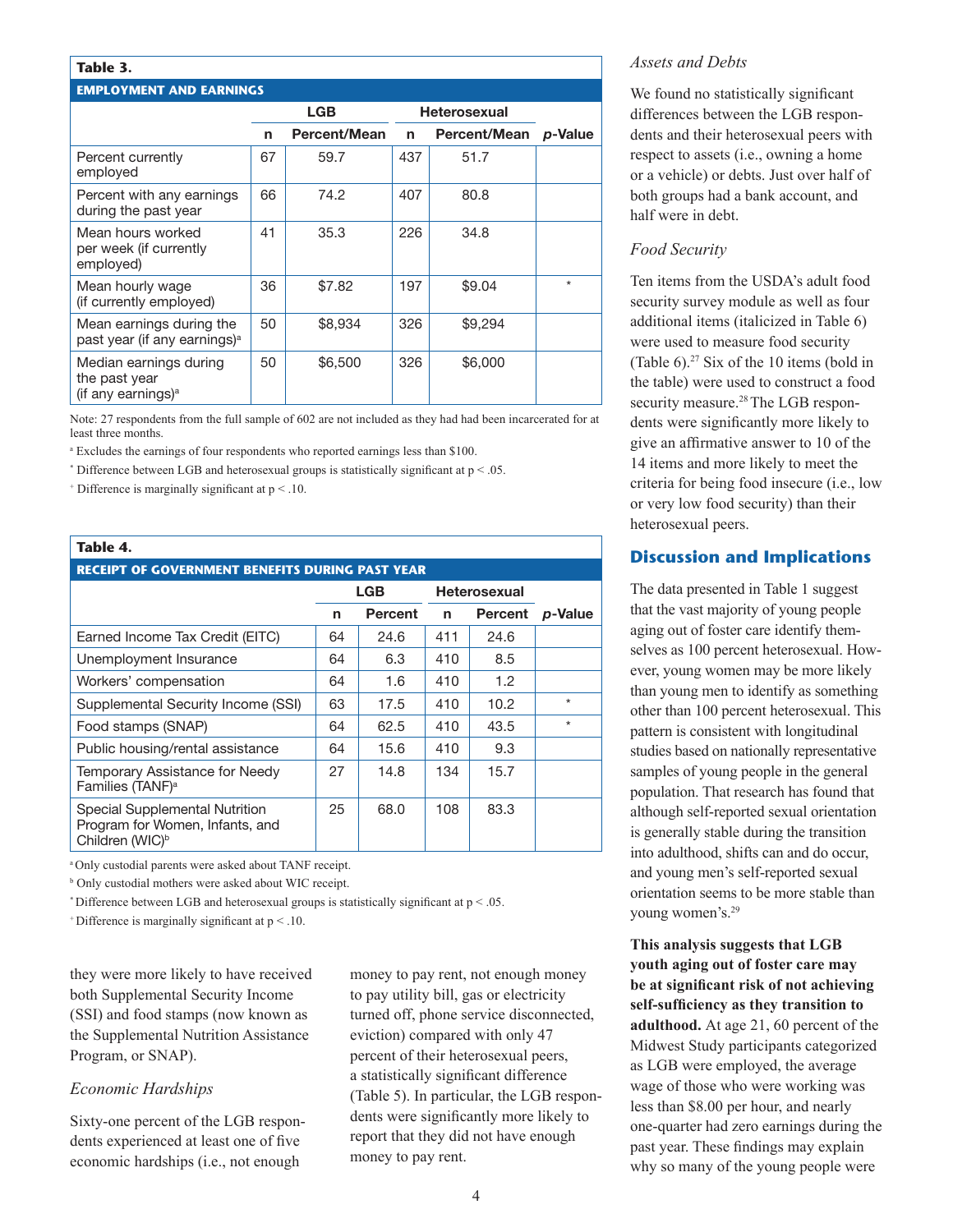**Table 3.**

**EMPLOYMENT AND EARNINGS**

| | LGB | | Heterosexual | | |
|---|---|---|---|---|---|
| | n | Percent/Mean | n | Percent/Mean | *p*-Value |
| Percent currently employed | 67 | 59.7 | 437 | 51.7 | |
| Percent with any earnings during the past year | 66 | 74.2 | 407 | 80.8 | |
| Mean hours worked per week (if currently employed) | 41 | 35.3 | 226 | 34.8 | |
| Mean hourly wage (if currently employed) | 36 | $7.82 | 197 | $9.04 | * |
| Mean earnings during the past year (if any earnings)[a] | 50 | $8,934 | 326 | $9,294 | |
| Median earnings during the past year (if any earnings)[a] | 50 | $6,500 | 326 | $6,000 | |

Note: 27 respondents from the full sample of 602 are not included as they had had been incarcerated for at least three months.

[a] Excludes the earnings of four respondents who reported earnings less than $100.

* Difference between LGB and heterosexual groups is statistically significant at $p < .05$.

[+] Difference is marginally significant at $p < .10$.

**Table 4.**

**RECEIPT OF GOVERNMENT BENEFITS DURING PAST YEAR**

| | LGB | | Heterosexual | | |
|---|---|---|---|---|---|
| | n | Percent | n | Percent | *p*-Value |
| Earned Income Tax Credit (EITC) | 64 | 24.6 | 411 | 24.6 | |
| Unemployment Insurance | 64 | 6.3 | 410 | 8.5 | |
| Workers' compensation | 64 | 1.6 | 410 | 1.2 | |
| Supplemental Security Income (SSI) | 63 | 17.5 | 410 | 10.2 | * |
| Food stamps (SNAP) | 64 | 62.5 | 410 | 43.5 | * |
| Public housing/rental assistance | 64 | 15.6 | 410 | 9.3 | |
| Temporary Assistance for Needy Families (TANF)[a] | 27 | 14.8 | 134 | 15.7 | |
| Special Supplemental Nutrition Program for Women, Infants, and Children (WIC)[b] | 25 | 68.0 | 108 | 83.3 | |

[a] Only custodial parents were asked about TANF receipt.

[b] Only custodial mothers were asked about WIC receipt.

* Difference between LGB and heterosexual groups is statistically significant at $p < .05$.

[+] Difference is marginally significant at $p < .10$.

they were more likely to have received both Supplemental Security Income (SSI) and food stamps (now known as the Supplemental Nutrition Assistance Program, or SNAP).

*Economic Hardships*

Sixty-one percent of the LGB respondents experienced at least one of five economic hardships (i.e., not enough money to pay rent, not enough money to pay utility bill, gas or electricity turned off, phone service disconnected, eviction) compared with only 47 percent of their heterosexual peers, a statistically significant difference (Table 5). In particular, the LGB respondents were significantly more likely to report that they did not have enough money to pay rent.

*Assets and Debts*

We found no statistically significant differences between the LGB respondents and their heterosexual peers with respect to assets (i.e., owning a home or a vehicle) or debts. Just over half of both groups had a bank account, and half were in debt.

*Food Security*

Ten items from the USDA's adult food security survey module as well as four additional items (italicized in Table 6) were used to measure food security (Table 6).[27] Six of the 10 items (bold in the table) were used to construct a food security measure.[28] The LGB respondents were significantly more likely to give an affirmative answer to 10 of the 14 items and more likely to meet the criteria for being food insecure (i.e., low or very low food security) than their heterosexual peers.

## Discussion and Implications

The data presented in Table 1 suggest that the vast majority of young people aging out of foster care identify themselves as 100 percent heterosexual. However, young women may be more likely than young men to identify as something other than 100 percent heterosexual. This pattern is consistent with longitudinal studies based on nationally representative samples of young people in the general population. That research has found that although self-reported sexual orientation is generally stable during the transition into adulthood, shifts can and do occur, and young men's self-reported sexual orientation seems to be more stable than young women's.[29]

**This analysis suggests that LGB youth aging out of foster care may be at significant risk of not achieving self-sufficiency as they transition to adulthood.** At age 21, 60 percent of the Midwest Study participants categorized as LGB were employed, the average wage of those who were working was less than $8.00 per hour, and nearly one-quarter had zero earnings during the past year. These findings may explain why so many of the young people were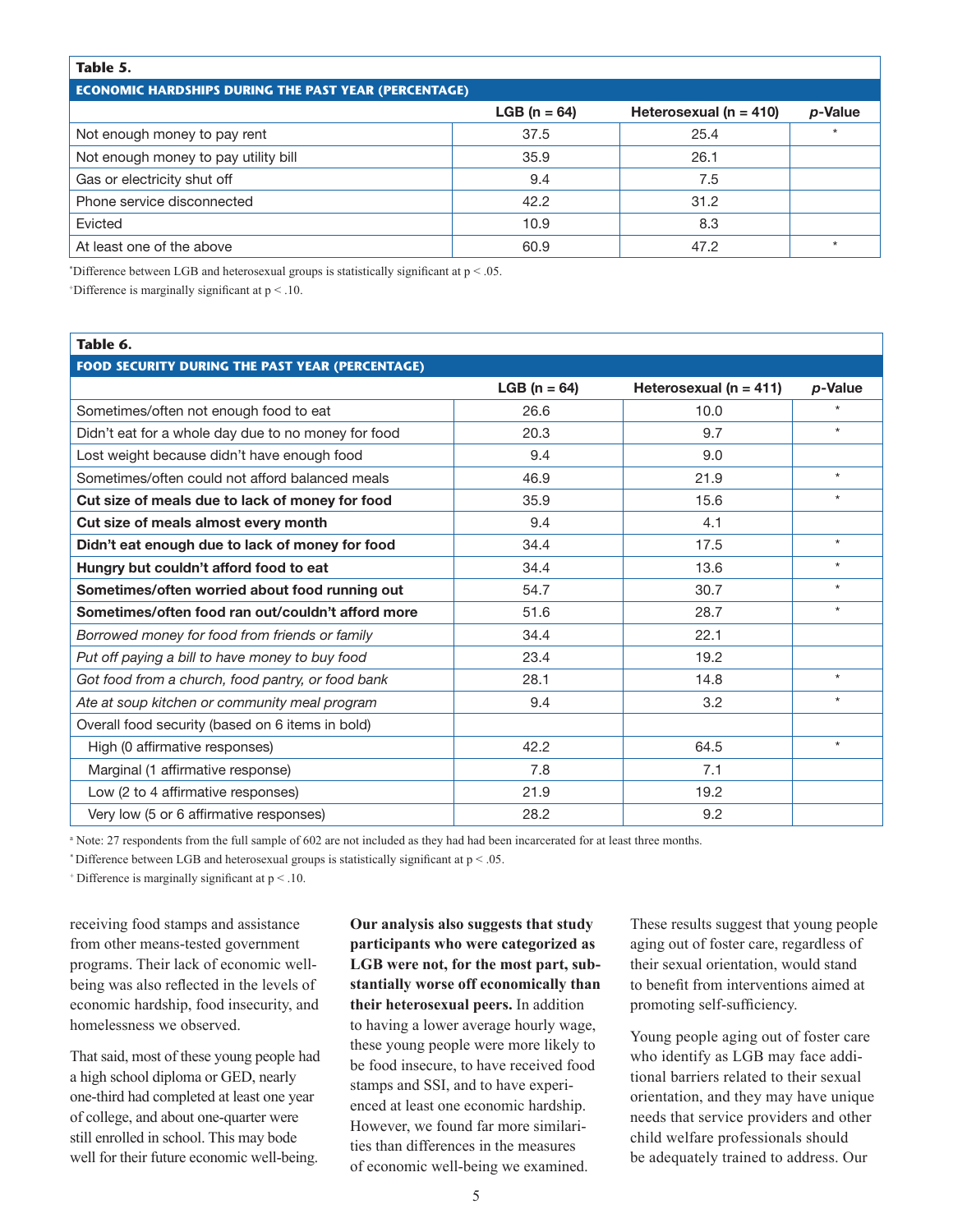**Table 5.**

**ECONOMIC HARDSHIPS DURING THE PAST YEAR (PERCENTAGE)**

| | LGB (n = 64) | Heterosexual (n = 410) | *p*-Value |
|---|---|---|---|
| Not enough money to pay rent | 37.5 | 25.4 | * |
| Not enough money to pay utility bill | 35.9 | 26.1 | |
| Gas or electricity shut off | 9.4 | 7.5 | |
| Phone service disconnected | 42.2 | 31.2 | |
| Evicted | 10.9 | 8.3 | |
| At least one of the above | 60.9 | 47.2 | * |

*Difference between LGB and heterosexual groups is statistically significant at $p < .05$.

+Difference is marginally significant at $p < .10$.

**Table 6.**

**FOOD SECURITY DURING THE PAST YEAR (PERCENTAGE)**

| | LGB (n = 64) | Heterosexual (n = 411) | *p*-Value |
|---|---|---|---|
| Sometimes/often not enough food to eat | 26.6 | 10.0 | * |
| Didn't eat for a whole day due to no money for food | 20.3 | 9.7 | * |
| Lost weight because didn't have enough food | 9.4 | 9.0 | |
| Sometimes/often could not afford balanced meals | 46.9 | 21.9 | * |
| **Cut size of meals due to lack of money for food** | 35.9 | 15.6 | * |
| **Cut size of meals almost every month** | 9.4 | 4.1 | |
| **Didn't eat enough due to lack of money for food** | 34.4 | 17.5 | * |
| **Hungry but couldn't afford food to eat** | 34.4 | 13.6 | * |
| **Sometimes/often worried about food running out** | 54.7 | 30.7 | * |
| **Sometimes/often food ran out/couldn't afford more** | 51.6 | 28.7 | * |
| *Borrowed money for food from friends or family* | 34.4 | 22.1 | |
| *Put off paying a bill to have money to buy food* | 23.4 | 19.2 | |
| *Got food from a church, food pantry, or food bank* | 28.1 | 14.8 | * |
| *Ate at soup kitchen or community meal program* | 9.4 | 3.2 | * |
| Overall food security (based on 6 items in bold) | | | |
| High (0 affirmative responses) | 42.2 | 64.5 | * |
| Marginal (1 affirmative response) | 7.8 | 7.1 | |
| Low (2 to 4 affirmative responses) | 21.9 | 19.2 | |
| Very low (5 or 6 affirmative responses) | 28.2 | 9.2 | |

[a] Note: 27 respondents from the full sample of 602 are not included as they had had been incarcerated for at least three months.

*Difference between LGB and heterosexual groups is statistically significant at $p < .05$.

+Difference is marginally significant at $p < .10$.

receiving food stamps and assistance from other means-tested government programs. Their lack of economic well-being was also reflected in the levels of economic hardship, food insecurity, and homelessness we observed.

That said, most of these young people had a high school diploma or GED, nearly one-third had completed at least one year of college, and about one-quarter were still enrolled in school. This may bode well for their future economic well-being.

**Our analysis also suggests that study participants who were categorized as LGB were not, for the most part, substantially worse off economically than their heterosexual peers.** In addition to having a lower average hourly wage, these young people were more likely to be food insecure, to have received food stamps and SSI, and to have experienced at least one economic hardship. However, we found far more similarities than differences in the measures of economic well-being we examined.

These results suggest that young people aging out of foster care, regardless of their sexual orientation, would stand to benefit from interventions aimed at promoting self-sufficiency.

Young people aging out of foster care who identify as LGB may face additional barriers related to their sexual orientation, and they may have unique needs that service providers and other child welfare professionals should be adequately trained to address. Our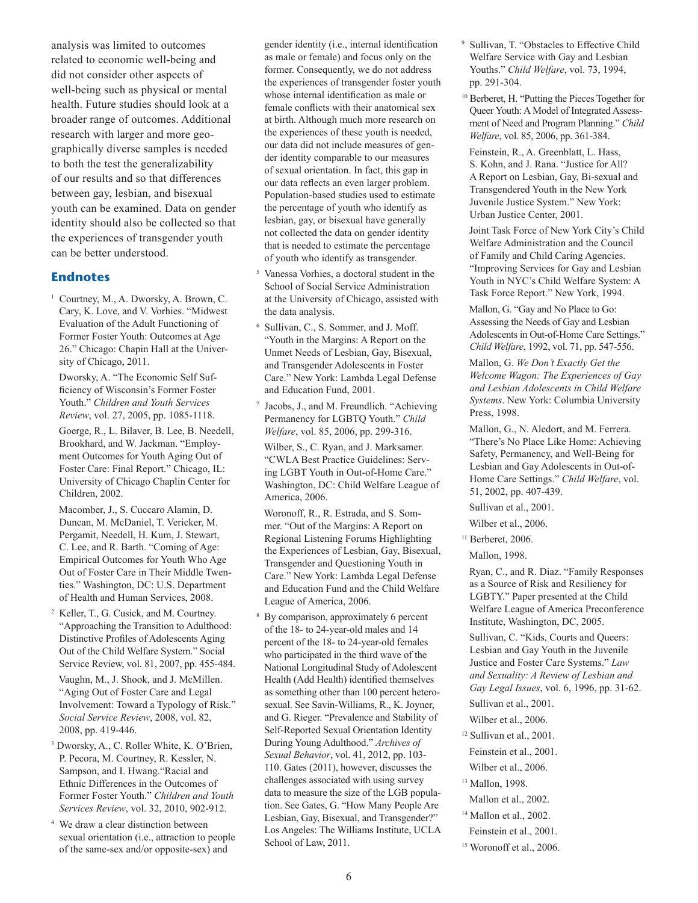analysis was limited to outcomes related to economic well-being and did not consider other aspects of well-being such as physical or mental health. Future studies should look at a broader range of outcomes. Additional research with larger and more geographically diverse samples is needed to both the test the generalizability of our results and so that differences between gay, lesbian, and bisexual youth can be examined. Data on gender identity should also be collected so that the experiences of transgender youth can be better understood.

## Endnotes

[1] Courtney, M., A. Dworsky, A. Brown, C. Cary, K. Love, and V. Vorhies. "Midwest Evaluation of the Adult Functioning of Former Foster Youth: Outcomes at Age 26." Chicago: Chapin Hall at the University of Chicago, 2011.

Dworsky, A. "The Economic Self Sufficiency of Wisconsin's Former Foster Youth." *Children and Youth Services Review*, vol. 27, 2005, pp. 1085-1118.

Goerge, R., L. Bilaver, B. Lee, B. Needell, Brookhard, and W. Jackman. "Employment Outcomes for Youth Aging Out of Foster Care: Final Report." Chicago, IL: University of Chicago Chaplin Center for Children, 2002.

Macomber, J., S. Cuccaro Alamin, D. Duncan, M. McDaniel, T. Vericker, M. Pergamit, Needell, H. Kum, J. Stewart, C. Lee, and R. Barth. "Coming of Age: Empirical Outcomes for Youth Who Age Out of Foster Care in Their Middle Twenties." Washington, DC: U.S. Department of Health and Human Services, 2008.

[2] Keller, T., G. Cusick, and M. Courtney. "Approaching the Transition to Adulthood: Distinctive Profiles of Adolescents Aging Out of the Child Welfare System." Social Service Review, vol. 81, 2007, pp. 455-484.

Vaughn, M., J. Shook, and J. McMillen. "Aging Out of Foster Care and Legal Involvement: Toward a Typology of Risk." *Social Service Review*, 2008, vol. 82, 2008, pp. 419-446.

[3] Dworsky, A., C. Roller White, K. O'Brien, P. Pecora, M. Courtney, R. Kessler, N. Sampson, and I. Hwang."Racial and Ethnic Differences in the Outcomes of Former Foster Youth." *Children and Youth Services Review*, vol. 32, 2010, 902-912.

[4] We draw a clear distinction between sexual orientation (i.e., attraction to people of the same-sex and/or opposite-sex) and gender identity (i.e., internal identification as male or female) and focus only on the former. Consequently, we do not address the experiences of transgender foster youth whose internal identification as male or female conflicts with their anatomical sex at birth. Although much more research on the experiences of these youth is needed, our data did not include measures of gender identity comparable to our measures of sexual orientation. In fact, this gap in our data reflects an even larger problem. Population-based studies used to estimate the percentage of youth who identify as lesbian, gay, or bisexual have generally not collected the data on gender identity that is needed to estimate the percentage of youth who identify as transgender.

[5] Vanessa Vorhies, a doctoral student in the School of Social Service Administration at the University of Chicago, assisted with the data analysis.

[6] Sullivan, C., S. Sommer, and J. Moff. "Youth in the Margins: A Report on the Unmet Needs of Lesbian, Gay, Bisexual, and Transgender Adolescents in Foster Care." New York: Lambda Legal Defense and Education Fund, 2001.

[7] Jacobs, J., and M. Freundlich. "Achieving Permanency for LGBTQ Youth." *Child Welfare*, vol. 85, 2006, pp. 299-316.

Wilber, S., C. Ryan, and J. Marksamer. "CWLA Best Practice Guidelines: Serving LGBT Youth in Out-of-Home Care." Washington, DC: Child Welfare League of America, 2006.

Woronoff, R., R. Estrada, and S. Sommer. "Out of the Margins: A Report on Regional Listening Forums Highlighting the Experiences of Lesbian, Gay, Bisexual, Transgender and Questioning Youth in Care." New York: Lambda Legal Defense and Education Fund and the Child Welfare League of America, 2006.

[8] By comparison, approximately 6 percent of the 18- to 24-year-old males and 14 percent of the 18- to 24-year-old females who participated in the third wave of the National Longitudinal Study of Adolescent Health (Add Health) identified themselves as something other than 100 percent heterosexual. See Savin-Williams, R., K. Joyner, and G. Rieger. "Prevalence and Stability of Self-Reported Sexual Orientation Identity During Young Adulthood." *Archives of Sexual Behavior*, vol. 41, 2012, pp. 103-110. Gates (2011), however, discusses the challenges associated with using survey data to measure the size of the LGB population. See Gates, G. "How Many People Are Lesbian, Gay, Bisexual, and Transgender?" Los Angeles: The Williams Institute, UCLA School of Law, 2011.

[9] Sullivan, T. "Obstacles to Effective Child Welfare Service with Gay and Lesbian Youths." *Child Welfare*, vol. 73, 1994, pp. 291-304.

[10] Berberet, H. "Putting the Pieces Together for Queer Youth: A Model of Integrated Assessment of Need and Program Planning." *Child Welfare*, vol. 85, 2006, pp. 361-384.

Feinstein, R., A. Greenblatt, L. Hass, S. Kohn, and J. Rana. "Justice for All? A Report on Lesbian, Gay, Bi-sexual and Transgendered Youth in the New York Juvenile Justice System." New York: Urban Justice Center, 2001.

Joint Task Force of New York City's Child Welfare Administration and the Council of Family and Child Caring Agencies. "Improving Services for Gay and Lesbian Youth in NYC's Child Welfare System: A Task Force Report." New York, 1994.

Mallon, G. "Gay and No Place to Go: Assessing the Needs of Gay and Lesbian Adolescents in Out-of-Home Care Settings." *Child Welfare*, 1992, vol. 71, pp. 547-556.

Mallon, G. *We Don't Exactly Get the Welcome Wagon: The Experiences of Gay and Lesbian Adolescents in Child Welfare Systems*. New York: Columbia University Press, 1998.

Mallon, G., N. Aledort, and M. Ferrera. "There's No Place Like Home: Achieving Safety, Permanency, and Well-Being for Lesbian and Gay Adolescents in Out-of-Home Care Settings." *Child Welfare*, vol. 51, 2002, pp. 407-439.

Sullivan et al., 2001.

Wilber et al., 2006.

[11] Berberet, 2006.

Mallon, 1998.

Ryan, C., and R. Diaz. "Family Responses as a Source of Risk and Resiliency for LGBTY." Paper presented at the Child Welfare League of America Preconference Institute, Washington, DC, 2005.

Sullivan, C. "Kids, Courts and Queers: Lesbian and Gay Youth in the Juvenile Justice and Foster Care Systems." *Law and Sexuality: A Review of Lesbian and Gay Legal Issues*, vol. 6, 1996, pp. 31-62.

Sullivan et al., 2001.

Wilber et al., 2006.

[12] Sullivan et al., 2001.

Feinstein et al., 2001.

Wilber et al., 2006.

[13] Mallon, 1998.

Mallon et al., 2002.

[14] Mallon et al., 2002.

Feinstein et al., 2001.

[15] Woronoff et al., 2006.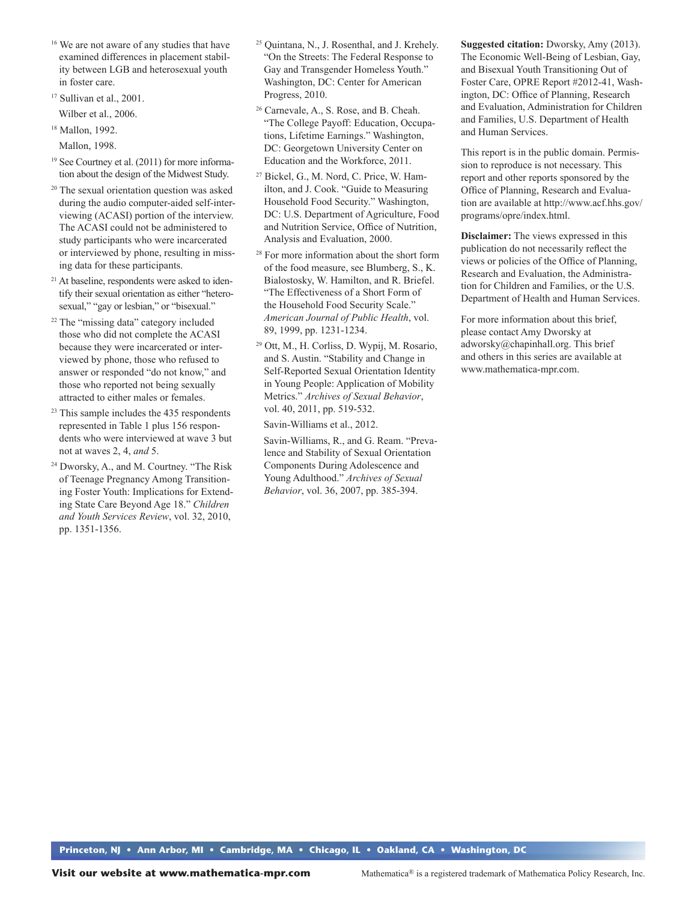[16] We are not aware of any studies that have examined differences in placement stability between LGB and heterosexual youth in foster care.

[17] Sullivan et al., 2001.

Wilber et al., 2006.

[18] Mallon, 1992.

Mallon, 1998.

[19] See Courtney et al. (2011) for more information about the design of the Midwest Study.

[20] The sexual orientation question was asked during the audio computer-aided self-interviewing (ACASI) portion of the interview. The ACASI could not be administered to study participants who were incarcerated or interviewed by phone, resulting in missing data for these participants.

[21] At baseline, respondents were asked to identify their sexual orientation as either "heterosexual," "gay or lesbian," or "bisexual."

[22] The "missing data" category included those who did not complete the ACASI because they were incarcerated or interviewed by phone, those who refused to answer or responded "do not know," and those who reported not being sexually attracted to either males or females.

[23] This sample includes the 435 respondents represented in Table 1 plus 156 respondents who were interviewed at wave 3 but not at waves 2, 4, *and* 5.

[24] Dworsky, A., and M. Courtney. "The Risk of Teenage Pregnancy Among Transitioning Foster Youth: Implications for Extending State Care Beyond Age 18." *Children and Youth Services Review*, vol. 32, 2010, pp. 1351-1356.

[25] Quintana, N., J. Rosenthal, and J. Krehely. "On the Streets: The Federal Response to Gay and Transgender Homeless Youth." Washington, DC: Center for American Progress, 2010.

[26] Carnevale, A., S. Rose, and B. Cheah. "The College Payoff: Education, Occupations, Lifetime Earnings." Washington, DC: Georgetown University Center on Education and the Workforce, 2011.

[27] Bickel, G., M. Nord, C. Price, W. Hamilton, and J. Cook. "Guide to Measuring Household Food Security." Washington, DC: U.S. Department of Agriculture, Food and Nutrition Service, Office of Nutrition, Analysis and Evaluation, 2000.

[28] For more information about the short form of the food measure, see Blumberg, S., K. Bialostosky, W. Hamilton, and R. Briefel. "The Effectiveness of a Short Form of the Household Food Security Scale." *American Journal of Public Health*, vol. 89, 1999, pp. 1231-1234.

[29] Ott, M., H. Corliss, D. Wypij, M. Rosario, and S. Austin. "Stability and Change in Self-Reported Sexual Orientation Identity in Young People: Application of Mobility Metrics." *Archives of Sexual Behavior*, vol. 40, 2011, pp. 519-532.

Savin-Williams et al., 2012.

Savin-Williams, R., and G. Ream. "Prevalence and Stability of Sexual Orientation Components During Adolescence and Young Adulthood." *Archives of Sexual Behavior*, vol. 36, 2007, pp. 385-394.

**Suggested citation:** Dworsky, Amy (2013). The Economic Well-Being of Lesbian, Gay, and Bisexual Youth Transitioning Out of Foster Care, OPRE Report #2012-41, Washington, DC: Office of Planning, Research and Evaluation, Administration for Children and Families, U.S. Department of Health and Human Services.

This report is in the public domain. Permission to reproduce is not necessary. This report and other reports sponsored by the Office of Planning, Research and Evaluation are available at http://www.acf.hhs.gov/programs/opre/index.html.

**Disclaimer:** The views expressed in this publication do not necessarily reflect the views or policies of the Office of Planning, Research and Evaluation, the Administration for Children and Families, or the U.S. Department of Health and Human Services.

For more information about this brief, please contact Amy Dworsky at adworsky@chapinhall.org. This brief and others in this series are available at www.mathematica-mpr.com.

**Princeton, NJ • Ann Arbor, MI • Cambridge, MA • Chicago, IL • Oakland, CA • Washington, DC**

**Visit our website at www.mathematica-mpr.com**

Mathematica® is a registered trademark of Mathematica Policy Research, Inc.